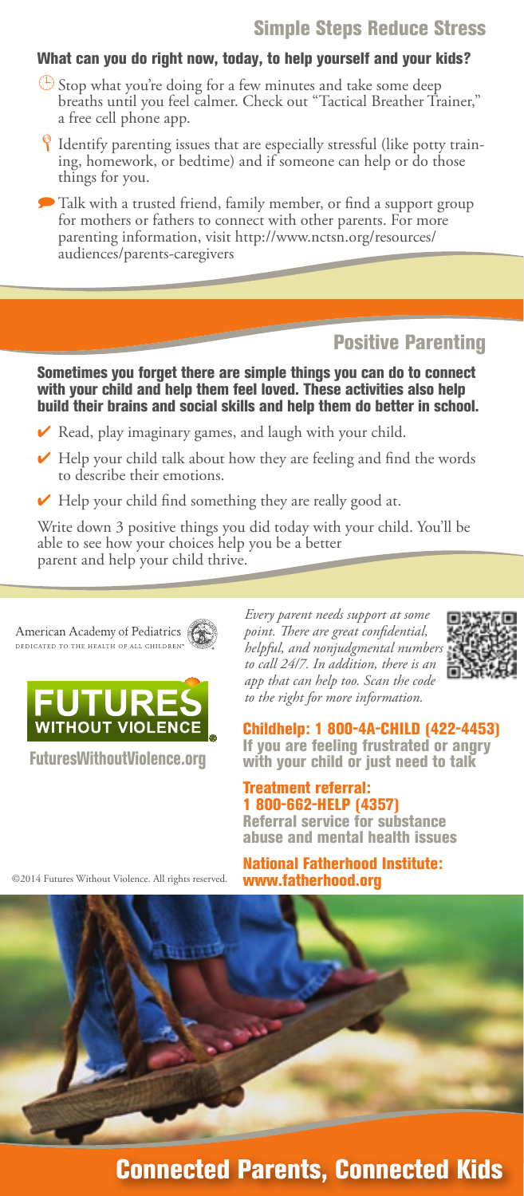## Simple Steps Reduce Stress

**What can you do right now, today, to help yourself and your kids?**

- Stop what you're doing for a few minutes and take some deep breaths until you feel calmer. Check out "Tactical Breather Trainer," a free cell phone app.
- Identify parenting issues that are especially stressful (like potty training, homework, or bedtime) and if someone can help or do those things for you.
- Talk with a trusted friend, family member, or find a support group for mothers or fathers to connect with other parents. For more parenting information, visit http://www.nctsn.org/resources/audiences/parents-caregivers

## Positive Parenting

**Sometimes you forget there are simple things you can do to connect with your child and help them feel loved. These activities also help build their brains and social skills and help them do better in school.**

- ✔ Read, play imaginary games, and laugh with your child.
- ✔ Help your child talk about how they are feeling and find the words to describe their emotions.
- ✔ Help your child find something they are really good at.

Write down 3 positive things you did today with your child. You'll be able to see how your choices help you be a better parent and help your child thrive.

American Academy of Pediatrics
DEDICATED TO THE HEALTH OF ALL CHILDREN

FUTURES WITHOUT VIOLENCE

**FuturesWithoutViolence.org**

*Every parent needs support at some point. There are great confidential, helpful, and nonjudgmental numbers to call 24/7. In addition, there is an app that can help too. Scan the code to the right for more information.*

**Childhelp: 1 800-4A-CHILD (422-4453)**
**If you are feeling frustrated or angry with your child or just need to talk**

**Treatment referral: 1 800-662-HELP (4357)**
**Referral service for substance abuse and mental health issues**

**National Fatherhood Institute: www.fatherhood.org**

©2014 Futures Without Violence. All rights reserved.

# Connected Parents, Connected Kids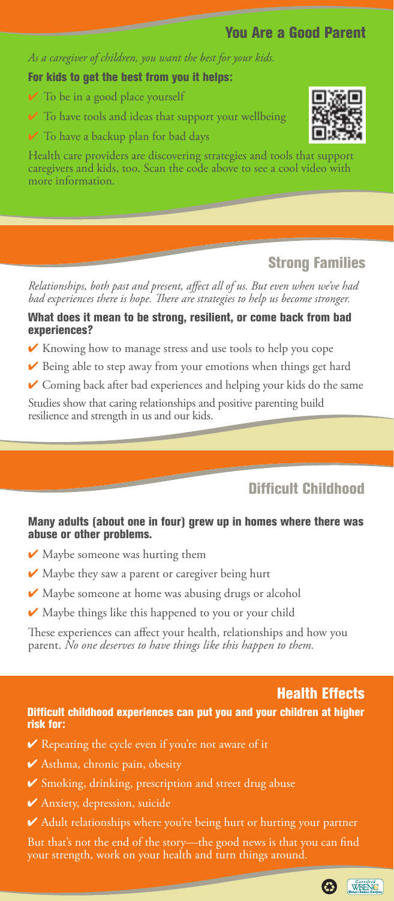## You Are a Good Parent

*As a caregiver of children, you want the best for your kids.*

**For kids to get the best from you it helps:**

- ✔ To be in a good place yourself
- ✔ To have tools and ideas that support your wellbeing
- ✔ To have a backup plan for bad days

Health care providers are discovering strategies and tools that support caregivers and kids, too. Scan the code above to see a cool video with more information.

## Strong Families

*Relationships, both past and present, affect all of us. But even when we've had bad experiences there is hope. There are strategies to help us become stronger.*

**What does it mean to be strong, resilient, or come back from bad experiences?**

- ✔ Knowing how to manage stress and use tools to help you cope
- ✔ Being able to step away from your emotions when things get hard
- ✔ Coming back after bad experiences and helping your kids do the same

Studies show that caring relationships and positive parenting build resilience and strength in us and our kids.

## Difficult Childhood

**Many adults (about one in four) grew up in homes where there was abuse or other problems.**

- ✔ Maybe someone was hurting them
- ✔ Maybe they saw a parent or caregiver being hurt
- ✔ Maybe someone at home was abusing drugs or alcohol
- ✔ Maybe things like this happened to you or your child

These experiences can affect your health, relationships and how you parent. *No one deserves to have things like this happen to them.*

## Health Effects

**Difficult childhood experiences can put you and your children at higher risk for:**

- ✔ Repeating the cycle even if you're not aware of it
- ✔ Asthma, chronic pain, obesity
- ✔ Smoking, drinking, prescription and street drug abuse
- ✔ Anxiety, depression, suicide
- ✔ Adult relationships where you're being hurt or hurting your partner

But that's not the end of the story—the good news is that you can find your strength, work on your health and turn things around.